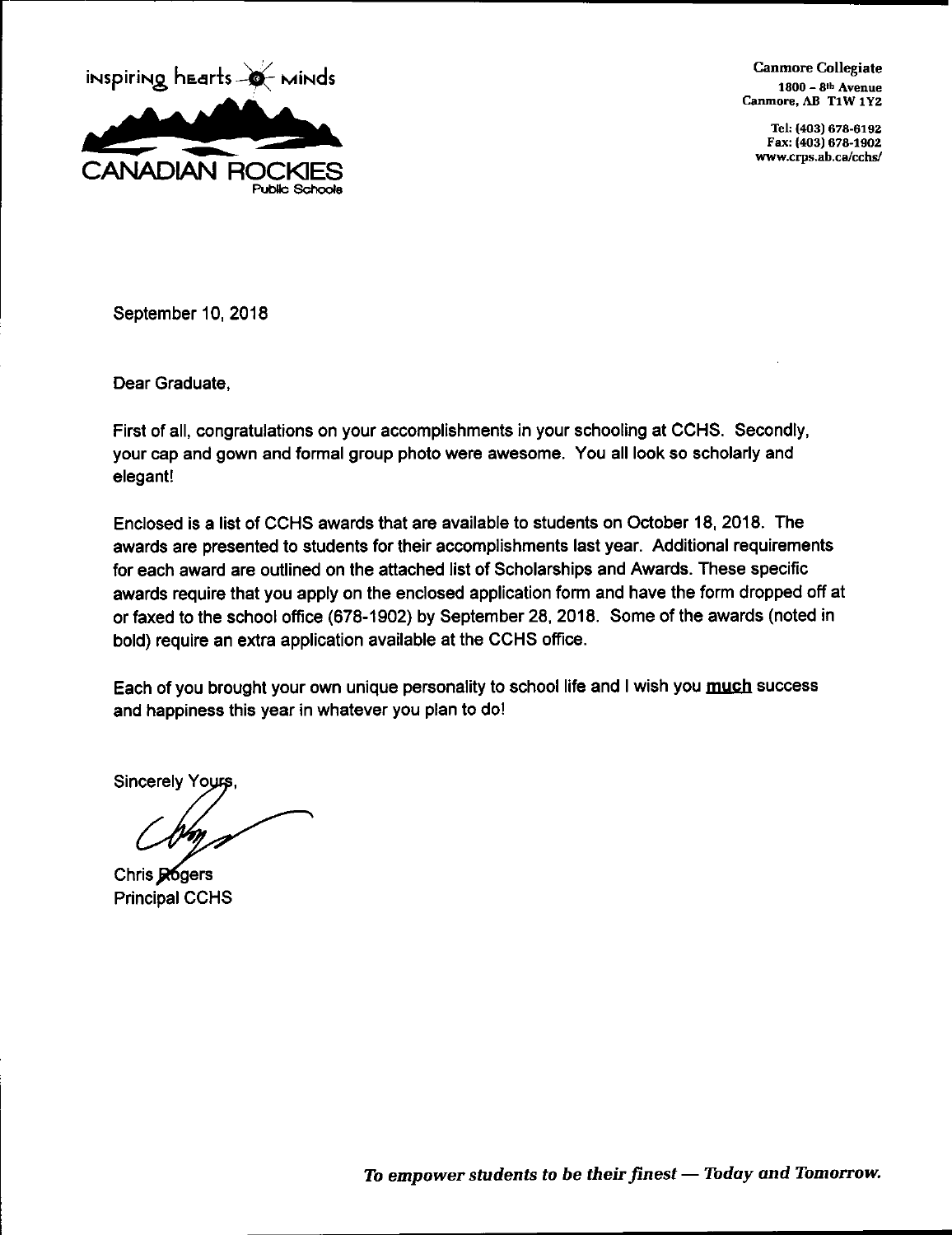inspiring hearts & minds

CANADIAN ROCKIES
Public Schools

Canmore Collegiate
1800 – 8th Avenue
Canmore, AB T1W 1Y2

Tel: (403) 678-6192
Fax: (403) 678-1902
www.crps.ab.ca/cchs/

September 10, 2018

Dear Graduate,

First of all, congratulations on your accomplishments in your schooling at CCHS. Secondly, your cap and gown and formal group photo were awesome. You all look so scholarly and elegant!

Enclosed is a list of CCHS awards that are available to students on October 18, 2018. The awards are presented to students for their accomplishments last year. Additional requirements for each award are outlined on the attached list of Scholarships and Awards. These specific awards require that you apply on the enclosed application form and have the form dropped off at or faxed to the school office (678-1902) by September 28, 2018. Some of the awards (noted in bold) require an extra application available at the CCHS office.

Each of you brought your own unique personality to school life and I wish you **much** success and happiness this year in whatever you plan to do!

Sincerely Yours,

Chris Rogers
Principal CCHS

*To empower students to be their finest — Today and Tomorrow.*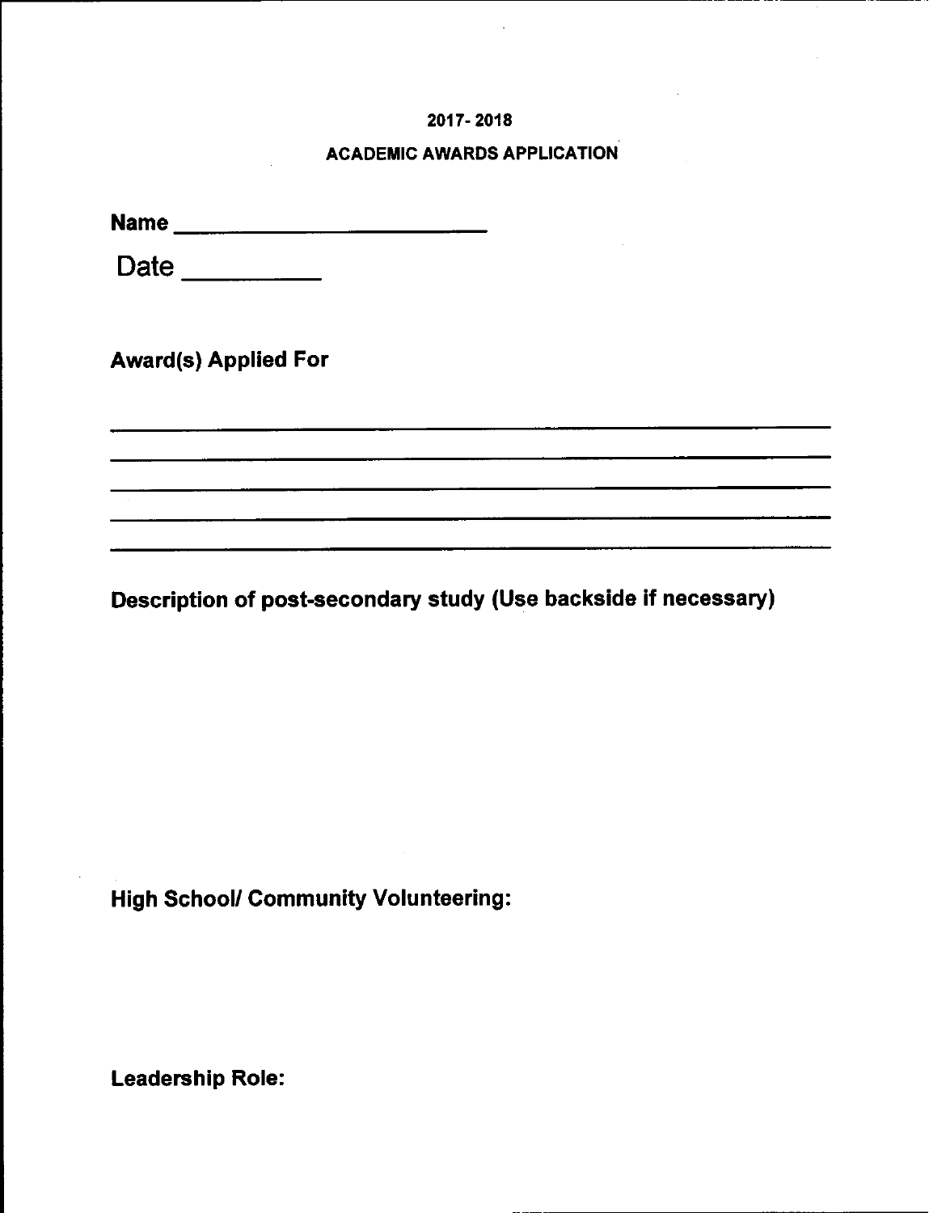**2017- 2018**

**ACADEMIC AWARDS APPLICATION**

**Name** ________________________

Date _________

**Award(s) Applied For**

______________________________________________________________________

______________________________________________________________________

______________________________________________________________________

______________________________________________________________________

______________________________________________________________________

**Description of post-secondary study (Use backside if necessary)**

**High School/ Community Volunteering:**

**Leadership Role:**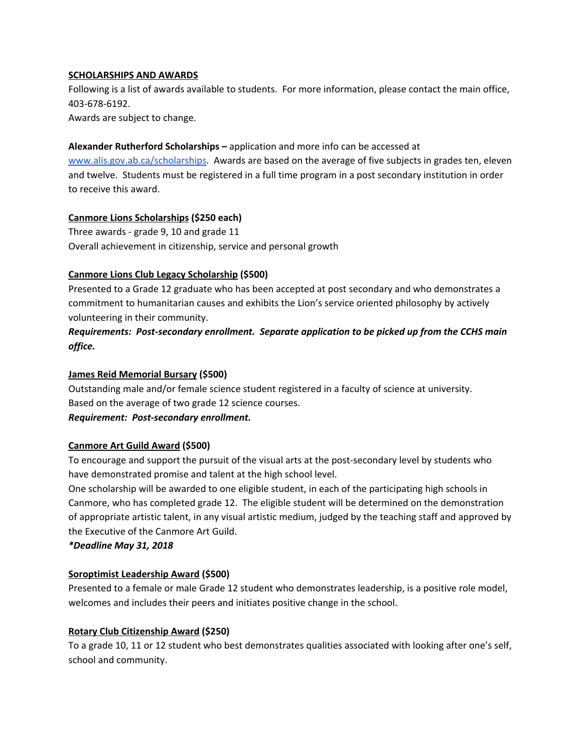**SCHOLARSHIPS AND AWARDS**

Following is a list of awards available to students. For more information, please contact the main office, 403-678-6192.

Awards are subject to change.

**Alexander Rutherford Scholarships –** application and more info can be accessed at [www.alis.gov.ab.ca/scholarships](www.alis.gov.ab.ca/scholarships). Awards are based on the average of five subjects in grades ten, eleven and twelve. Students must be registered in a full time program in a post secondary institution in order to receive this award.

**Canmore Lions Scholarships ($250 each)**

Three awards - grade 9, 10 and grade 11

Overall achievement in citizenship, service and personal growth

**Canmore Lions Club Legacy Scholarship ($500)**

Presented to a Grade 12 graduate who has been accepted at post secondary and who demonstrates a commitment to humanitarian causes and exhibits the Lion's service oriented philosophy by actively volunteering in their community.

***Requirements: Post-secondary enrollment. Separate application to be picked up from the CCHS main office.***

**James Reid Memorial Bursary ($500)**

Outstanding male and/or female science student registered in a faculty of science at university.

Based on the average of two grade 12 science courses.

***Requirement: Post-secondary enrollment.***

**Canmore Art Guild Award ($500)**

To encourage and support the pursuit of the visual arts at the post-secondary level by students who have demonstrated promise and talent at the high school level.

One scholarship will be awarded to one eligible student, in each of the participating high schools in Canmore, who has completed grade 12. The eligible student will be determined on the demonstration of appropriate artistic talent, in any visual artistic medium, judged by the teaching staff and approved by the Executive of the Canmore Art Guild.

***\*Deadline May 31, 2018***

**Soroptimist Leadership Award ($500)**

Presented to a female or male Grade 12 student who demonstrates leadership, is a positive role model, welcomes and includes their peers and initiates positive change in the school.

**Rotary Club Citizenship Award ($250)**

To a grade 10, 11 or 12 student who best demonstrates qualities associated with looking after one's self, school and community.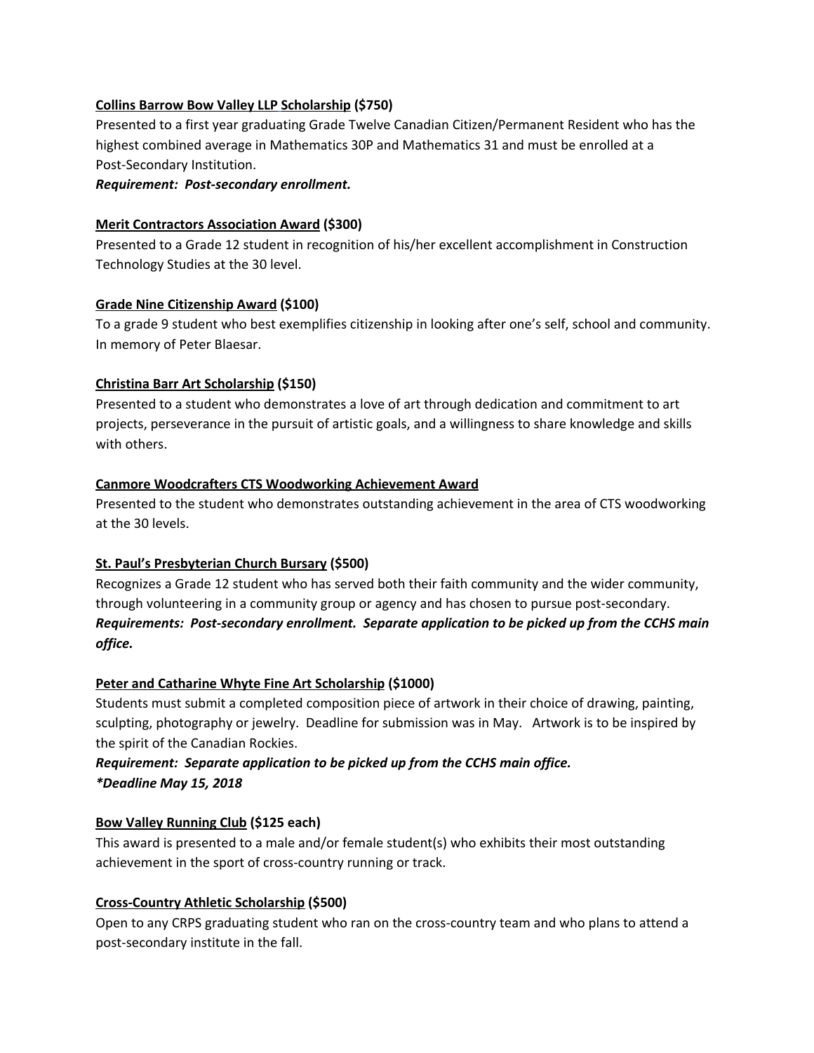**Collins Barrow Bow Valley LLP Scholarship (\$750)**
Presented to a first year graduating Grade Twelve Canadian Citizen/Permanent Resident who has the highest combined average in Mathematics 30P and Mathematics 31 and must be enrolled at a Post-Secondary Institution.
***Requirement: Post-secondary enrollment.***

**Merit Contractors Association Award (\$300)**
Presented to a Grade 12 student in recognition of his/her excellent accomplishment in Construction Technology Studies at the 30 level.

**Grade Nine Citizenship Award (\$100)**
To a grade 9 student who best exemplifies citizenship in looking after one's self, school and community. In memory of Peter Blaesar.

**Christina Barr Art Scholarship (\$150)**
Presented to a student who demonstrates a love of art through dedication and commitment to art projects, perseverance in the pursuit of artistic goals, and a willingness to share knowledge and skills with others.

**Canmore Woodcrafters CTS Woodworking Achievement Award**
Presented to the student who demonstrates outstanding achievement in the area of CTS woodworking at the 30 levels.

**St. Paul's Presbyterian Church Bursary (\$500)**
Recognizes a Grade 12 student who has served both their faith community and the wider community, through volunteering in a community group or agency and has chosen to pursue post-secondary.
***Requirements: Post-secondary enrollment. Separate application to be picked up from the CCHS main office.***

**Peter and Catharine Whyte Fine Art Scholarship (\$1000)**
Students must submit a completed composition piece of artwork in their choice of drawing, painting, sculpting, photography or jewelry. Deadline for submission was in May. Artwork is to be inspired by the spirit of the Canadian Rockies.
***Requirement: Separate application to be picked up from the CCHS main office.***
****Deadline May 15, 2018***

**Bow Valley Running Club (\$125 each)**
This award is presented to a male and/or female student(s) who exhibits their most outstanding achievement in the sport of cross-country running or track.

**Cross-Country Athletic Scholarship (\$500)**
Open to any CRPS graduating student who ran on the cross-country team and who plans to attend a post-secondary institute in the fall.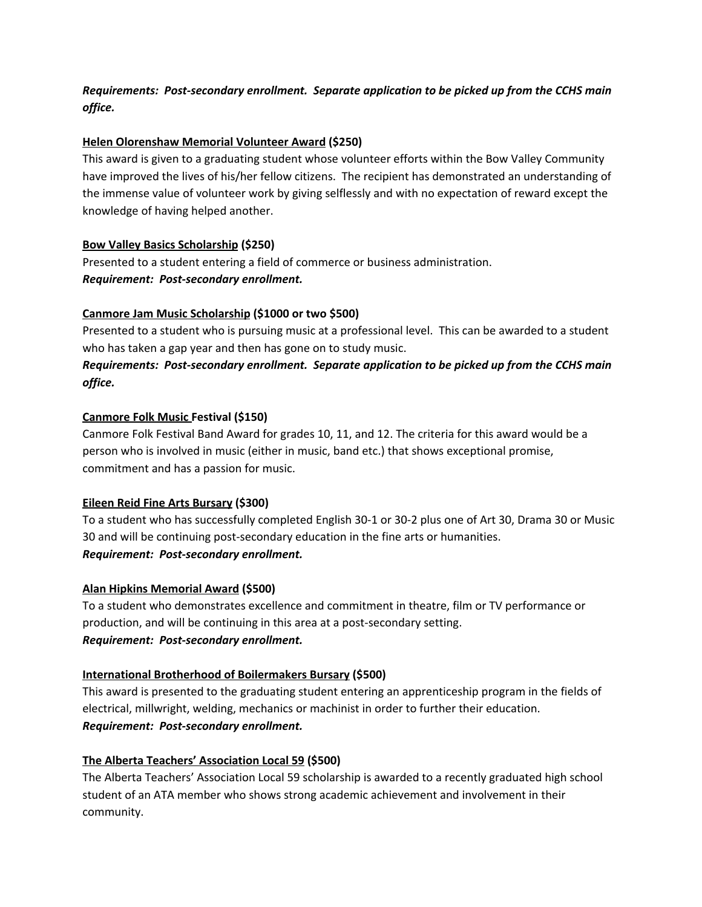***Requirements: Post-secondary enrollment. Separate application to be picked up from the CCHS main office.***

**Helen Olorenshaw Memorial Volunteer Award ($250)**
This award is given to a graduating student whose volunteer efforts within the Bow Valley Community have improved the lives of his/her fellow citizens. The recipient has demonstrated an understanding of the immense value of volunteer work by giving selflessly and with no expectation of reward except the knowledge of having helped another.

**Bow Valley Basics Scholarship ($250)**
Presented to a student entering a field of commerce or business administration.
***Requirement: Post-secondary enrollment.***

**Canmore Jam Music Scholarship ($1000 or two $500)**
Presented to a student who is pursuing music at a professional level. This can be awarded to a student who has taken a gap year and then has gone on to study music.
***Requirements: Post-secondary enrollment. Separate application to be picked up from the CCHS main office.***

**Canmore Folk Music Festival ($150)**
Canmore Folk Festival Band Award for grades 10, 11, and 12. The criteria for this award would be a person who is involved in music (either in music, band etc.) that shows exceptional promise, commitment and has a passion for music.

**Eileen Reid Fine Arts Bursary ($300)**
To a student who has successfully completed English 30-1 or 30-2 plus one of Art 30, Drama 30 or Music 30 and will be continuing post-secondary education in the fine arts or humanities.
***Requirement: Post-secondary enrollment.***

**Alan Hipkins Memorial Award ($500)**
To a student who demonstrates excellence and commitment in theatre, film or TV performance or production, and will be continuing in this area at a post-secondary setting.
***Requirement: Post-secondary enrollment.***

**International Brotherhood of Boilermakers Bursary ($500)**
This award is presented to the graduating student entering an apprenticeship program in the fields of electrical, millwright, welding, mechanics or machinist in order to further their education.
***Requirement: Post-secondary enrollment.***

**The Alberta Teachers' Association Local 59 ($500)**
The Alberta Teachers' Association Local 59 scholarship is awarded to a recently graduated high school student of an ATA member who shows strong academic achievement and involvement in their community.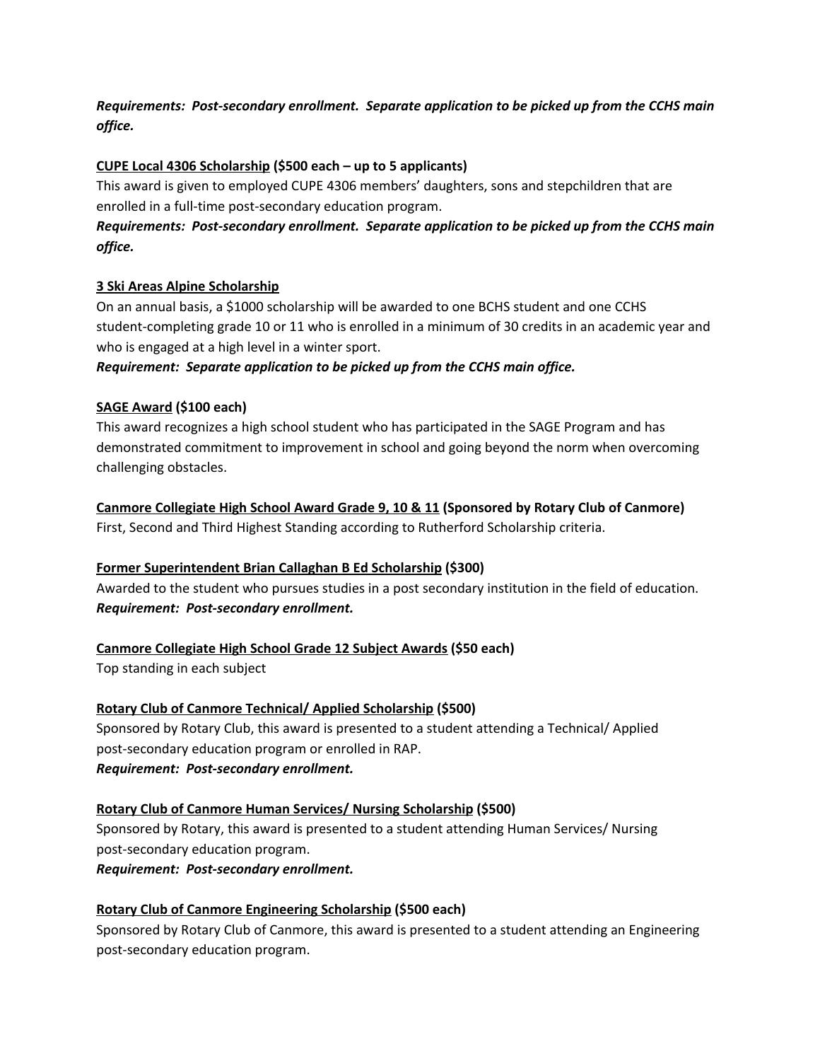***Requirements: Post-secondary enrollment. Separate application to be picked up from the CCHS main office.***

<u>**CUPE Local 4306 Scholarship**</u> **($500 each – up to 5 applicants)**

This award is given to employed CUPE 4306 members' daughters, sons and stepchildren that are enrolled in a full-time post-secondary education program.

***Requirements: Post-secondary enrollment. Separate application to be picked up from the CCHS main office.***

<u>**3 Ski Areas Alpine Scholarship**</u>

On an annual basis, a $1000 scholarship will be awarded to one BCHS student and one CCHS student-completing grade 10 or 11 who is enrolled in a minimum of 30 credits in an academic year and who is engaged at a high level in a winter sport.

***Requirement: Separate application to be picked up from the CCHS main office.***

<u>**SAGE Award**</u> **($100 each)**

This award recognizes a high school student who has participated in the SAGE Program and has demonstrated commitment to improvement in school and going beyond the norm when overcoming challenging obstacles.

<u>**Canmore Collegiate High School Award Grade 9, 10 & 11**</u> **(Sponsored by Rotary Club of Canmore)**

First, Second and Third Highest Standing according to Rutherford Scholarship criteria.

<u>**Former Superintendent Brian Callaghan B Ed Scholarship**</u> **($300)**

Awarded to the student who pursues studies in a post secondary institution in the field of education.

***Requirement: Post-secondary enrollment.***

<u>**Canmore Collegiate High School Grade 12 Subject Awards**</u> **($50 each)**

Top standing in each subject

<u>**Rotary Club of Canmore Technical/ Applied Scholarship**</u> **($500)**

Sponsored by Rotary Club, this award is presented to a student attending a Technical/ Applied post-secondary education program or enrolled in RAP.

***Requirement: Post-secondary enrollment.***

<u>**Rotary Club of Canmore Human Services/ Nursing Scholarship**</u> **($500)**

Sponsored by Rotary, this award is presented to a student attending Human Services/ Nursing post-secondary education program.

***Requirement: Post-secondary enrollment.***

<u>**Rotary Club of Canmore Engineering Scholarship**</u> **($500 each)**

Sponsored by Rotary Club of Canmore, this award is presented to a student attending an Engineering post-secondary education program.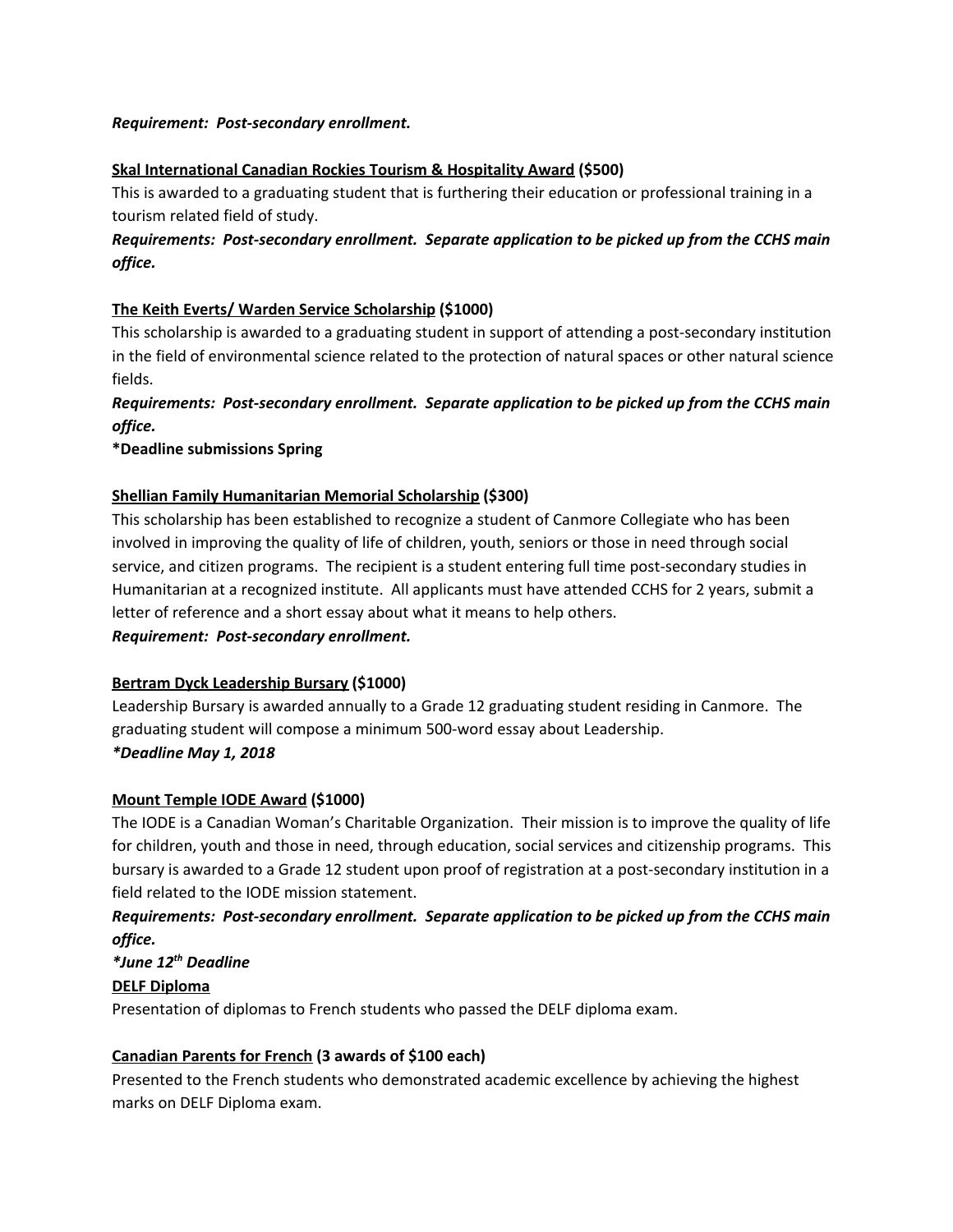***Requirement:  Post-secondary enrollment.***

**<u>Skal International Canadian Rockies Tourism & Hospitality Award</u> ($500)**
This is awarded to a graduating student that is furthering their education or professional training in a tourism related field of study.
***Requirements:  Post-secondary enrollment.  Separate application to be picked up from the CCHS main office.***

**<u>The Keith Everts/ Warden Service Scholarship</u> ($1000)**
This scholarship is awarded to a graduating student in support of attending a post-secondary institution in the field of environmental science related to the protection of natural spaces or other natural science fields.
***Requirements:  Post-secondary enrollment.  Separate application to be picked up from the CCHS main office.***
**\*Deadline submissions Spring**

**<u>Shellian Family Humanitarian Memorial Scholarship</u> ($300)**
This scholarship has been established to recognize a student of Canmore Collegiate who has been involved in improving the quality of life of children, youth, seniors or those in need through social service, and citizen programs.  The recipient is a student entering full time post-secondary studies in Humanitarian at a recognized institute.  All applicants must have attended CCHS for 2 years, submit a letter of reference and a short essay about what it means to help others.
***Requirement:  Post-secondary enrollment.***

**<u>Bertram Dyck Leadership Bursary</u> ($1000)**
Leadership Bursary is awarded annually to a Grade 12 graduating student residing in Canmore.  The graduating student will compose a minimum 500-word essay about Leadership.
***\*Deadline May 1, 2018***

**<u>Mount Temple IODE Award</u> ($1000)**
The IODE is a Canadian Woman's Charitable Organization.  Their mission is to improve the quality of life for children, youth and those in need, through education, social services and citizenship programs.  This bursary is awarded to a Grade 12 student upon proof of registration at a post-secondary institution in a field related to the IODE mission statement.
***Requirements:  Post-secondary enrollment.  Separate application to be picked up from the CCHS main office.***
***\*June 12th Deadline***
**<u>DELF Diploma</u>**
Presentation of diplomas to French students who passed the DELF diploma exam.

**<u>Canadian Parents for French</u> (3 awards of $100 each)**
Presented to the French students who demonstrated academic excellence by achieving the highest marks on DELF Diploma exam.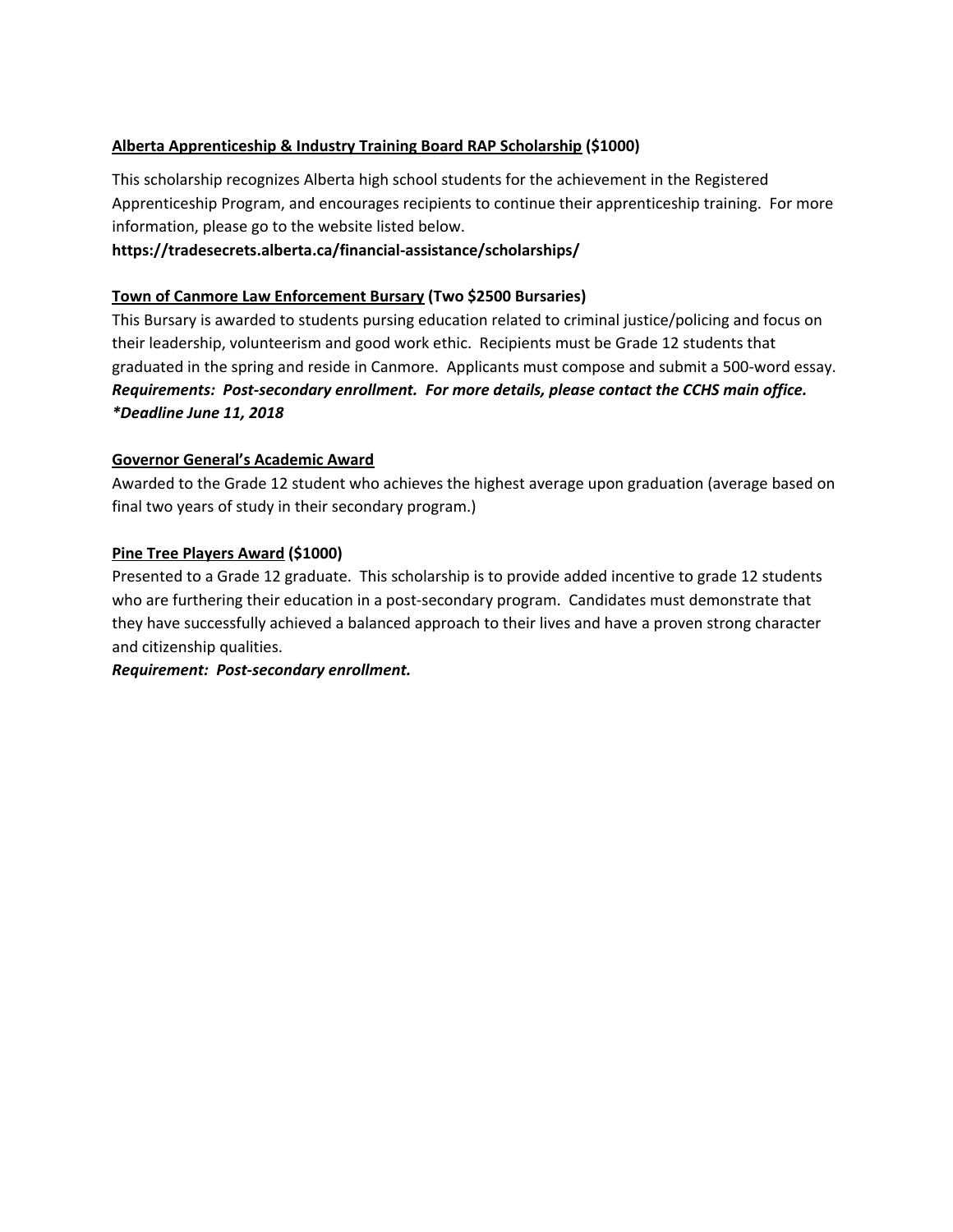**<u>Alberta Apprenticeship & Industry Training Board RAP Scholarship</u> ($1000)**

This scholarship recognizes Alberta high school students for the achievement in the Registered Apprenticeship Program, and encourages recipients to continue their apprenticeship training. For more information, please go to the website listed below.

**https://tradesecrets.alberta.ca/financial-assistance/scholarships/**

**<u>Town of Canmore Law Enforcement Bursary</u> (Two $2500 Bursaries)**

This Bursary is awarded to students pursing education related to criminal justice/policing and focus on their leadership, volunteerism and good work ethic. Recipients must be Grade 12 students that graduated in the spring and reside in Canmore. Applicants must compose and submit a 500-word essay.
***Requirements: Post-secondary enrollment. For more details, please contact the CCHS main office.***
***\*Deadline June 11, 2018***

**<u>Governor General's Academic Award</u>**

Awarded to the Grade 12 student who achieves the highest average upon graduation (average based on final two years of study in their secondary program.)

**<u>Pine Tree Players Award</u> ($1000)**

Presented to a Grade 12 graduate. This scholarship is to provide added incentive to grade 12 students who are furthering their education in a post-secondary program. Candidates must demonstrate that they have successfully achieved a balanced approach to their lives and have a proven strong character and citizenship qualities.

***Requirement: Post-secondary enrollment.***